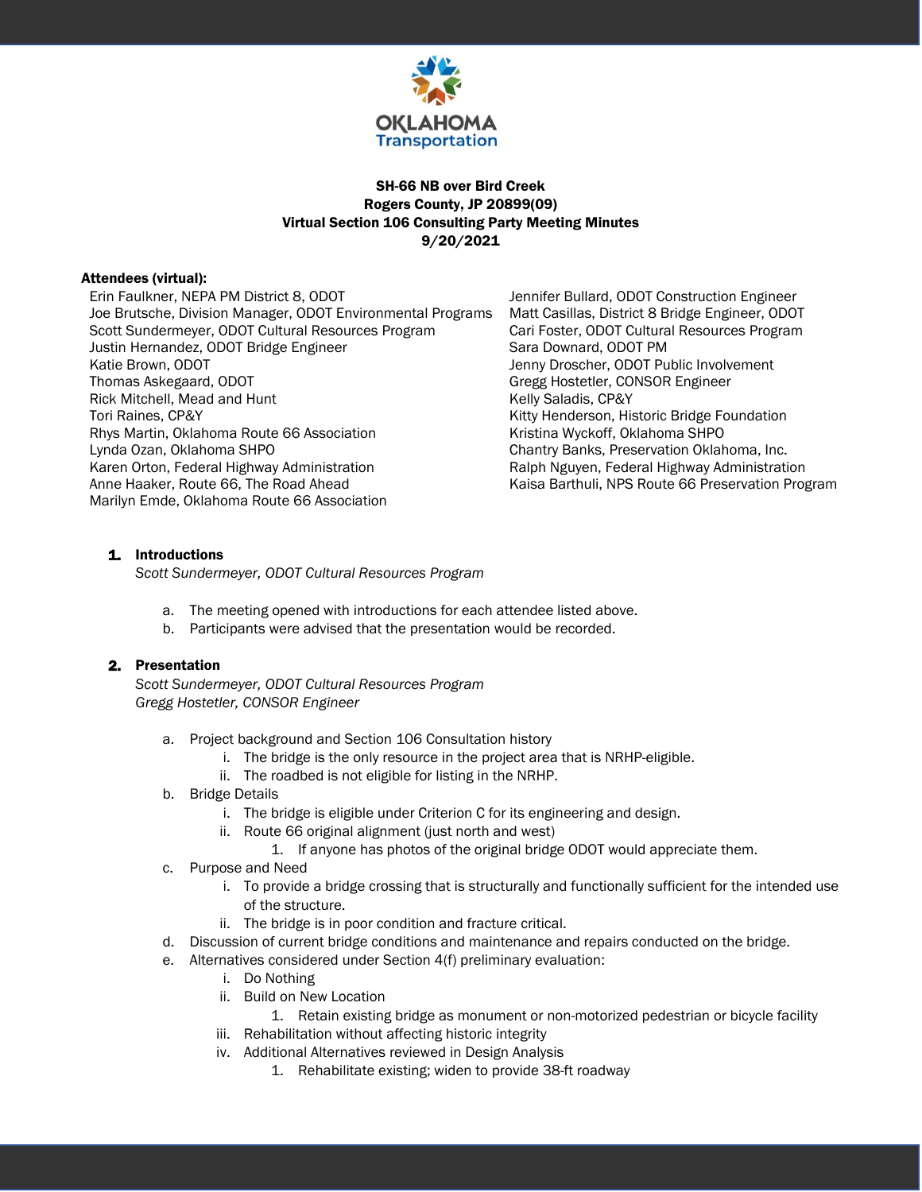**SH-66 NB over Bird Creek**
**Rogers County, JP 20899(09)**
**Virtual Section 106 Consulting Party Meeting Minutes**
**9/20/2021**

**Attendees (virtual):**

- Erin Faulkner, NEPA PM District 8, ODOT
- Joe Brutsche, Division Manager, ODOT Environmental Programs
- Scott Sundermeyer, ODOT Cultural Resources Program
- Justin Hernandez, ODOT Bridge Engineer
- Katie Brown, ODOT
- Thomas Askegaard, ODOT
- Rick Mitchell, Mead and Hunt
- Tori Raines, CP&Y
- Rhys Martin, Oklahoma Route 66 Association
- Lynda Ozan, Oklahoma SHPO
- Karen Orton, Federal Highway Administration
- Anne Haaker, Route 66, The Road Ahead
- Marilyn Emde, Oklahoma Route 66 Association
- Jennifer Bullard, ODOT Construction Engineer
- Matt Casillas, District 8 Bridge Engineer, ODOT
- Cari Foster, ODOT Cultural Resources Program
- Sara Downard, ODOT PM
- Jenny Droscher, ODOT Public Involvement
- Gregg Hostetler, CONSOR Engineer
- Kelly Saladis, CP&Y
- Kitty Henderson, Historic Bridge Foundation
- Kristina Wyckoff, Oklahoma SHPO
- Chantry Banks, Preservation Oklahoma, Inc.
- Ralph Nguyen, Federal Highway Administration
- Kaisa Barthuli, NPS Route 66 Preservation Program

1. **Introductions**
   *Scott Sundermeyer, ODOT Cultural Resources Program*
   a. The meeting opened with introductions for each attendee listed above.
   b. Participants were advised that the presentation would be recorded.

2. **Presentation**
   *Scott Sundermeyer, ODOT Cultural Resources Program*
   *Gregg Hostetler, CONSOR Engineer*
   a. Project background and Section 106 Consultation history
      i. The bridge is the only resource in the project area that is NRHP-eligible.
      ii. The roadbed is not eligible for listing in the NRHP.
   b. Bridge Details
      i. The bridge is eligible under Criterion C for its engineering and design.
      ii. Route 66 original alignment (just north and west)
         1. If anyone has photos of the original bridge ODOT would appreciate them.
   c. Purpose and Need
      i. To provide a bridge crossing that is structurally and functionally sufficient for the intended use of the structure.
      ii. The bridge is in poor condition and fracture critical.
   d. Discussion of current bridge conditions and maintenance and repairs conducted on the bridge.
   e. Alternatives considered under Section 4(f) preliminary evaluation:
      i. Do Nothing
      ii. Build on New Location
         1. Retain existing bridge as monument or non-motorized pedestrian or bicycle facility
      iii. Rehabilitation without affecting historic integrity
      iv. Additional Alternatives reviewed in Design Analysis
         1. Rehabilitate existing; widen to provide 38-ft roadway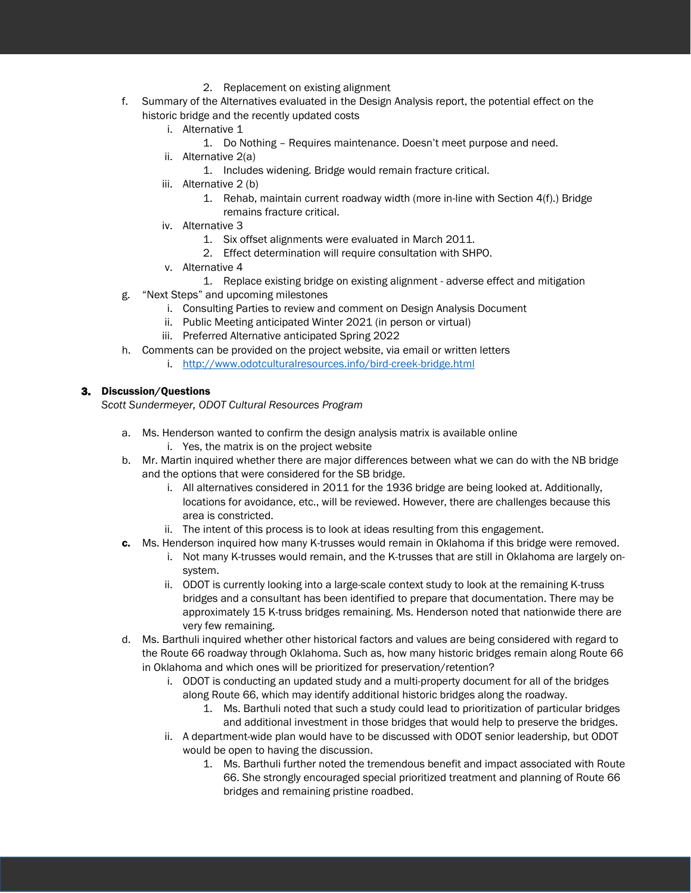2. Replacement on existing alignment

f. Summary of the Alternatives evaluated in the Design Analysis report, the potential effect on the historic bridge and the recently updated costs
    i. Alternative 1
        1. Do Nothing – Requires maintenance. Doesn't meet purpose and need.
    ii. Alternative 2(a)
        1. Includes widening. Bridge would remain fracture critical.
    iii. Alternative 2 (b)
        1. Rehab, maintain current roadway width (more in-line with Section 4(f).) Bridge remains fracture critical.
    iv. Alternative 3
        1. Six offset alignments were evaluated in March 2011.
        2. Effect determination will require consultation with SHPO.
    v. Alternative 4
        1. Replace existing bridge on existing alignment - adverse effect and mitigation

g. "Next Steps" and upcoming milestones
    i. Consulting Parties to review and comment on Design Analysis Document
    ii. Public Meeting anticipated Winter 2021 (in person or virtual)
    iii. Preferred Alternative anticipated Spring 2022

h. Comments can be provided on the project website, via email or written letters
    i. http://www.odotculturalresources.info/bird-creek-bridge.html

**3. Discussion/Questions**
*Scott Sundermeyer, ODOT Cultural Resources Program*

a. Ms. Henderson wanted to confirm the design analysis matrix is available online
    i. Yes, the matrix is on the project website

b. Mr. Martin inquired whether there are major differences between what we can do with the NB bridge and the options that were considered for the SB bridge.
    i. All alternatives considered in 2011 for the 1936 bridge are being looked at. Additionally, locations for avoidance, etc., will be reviewed. However, there are challenges because this area is constricted.
    ii. The intent of this process is to look at ideas resulting from this engagement.

**c.** Ms. Henderson inquired how many K-trusses would remain in Oklahoma if this bridge were removed.
    i. Not many K-trusses would remain, and the K-trusses that are still in Oklahoma are largely on-system.
    ii. ODOT is currently looking into a large-scale context study to look at the remaining K-truss bridges and a consultant has been identified to prepare that documentation. There may be approximately 15 K-truss bridges remaining. Ms. Henderson noted that nationwide there are very few remaining.

d. Ms. Barthuli inquired whether other historical factors and values are being considered with regard to the Route 66 roadway through Oklahoma. Such as, how many historic bridges remain along Route 66 in Oklahoma and which ones will be prioritized for preservation/retention?
    i. ODOT is conducting an updated study and a multi-property document for all of the bridges along Route 66, which may identify additional historic bridges along the roadway.
        1. Ms. Barthuli noted that such a study could lead to prioritization of particular bridges and additional investment in those bridges that would help to preserve the bridges.
    ii. A department-wide plan would have to be discussed with ODOT senior leadership, but ODOT would be open to having the discussion.
        1. Ms. Barthuli further noted the tremendous benefit and impact associated with Route 66. She strongly encouraged special prioritized treatment and planning of Route 66 bridges and remaining pristine roadbed.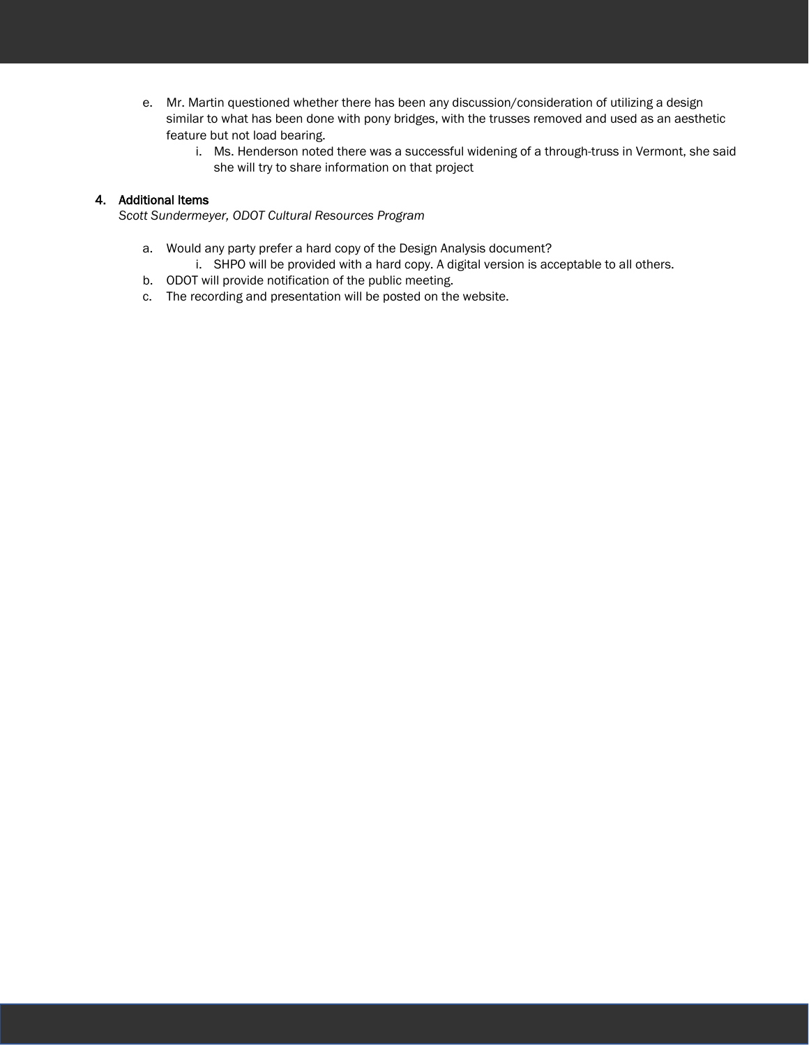e. Mr. Martin questioned whether there has been any discussion/consideration of utilizing a design similar to what has been done with pony bridges, with the trusses removed and used as an aesthetic feature but not load bearing.
    i. Ms. Henderson noted there was a successful widening of a through-truss in Vermont, she said she will try to share information on that project

4. Additional Items
*Scott Sundermeyer, ODOT Cultural Resources Program*

    a. Would any party prefer a hard copy of the Design Analysis document?
        i. SHPO will be provided with a hard copy. A digital version is acceptable to all others.
    b. ODOT will provide notification of the public meeting.
    c. The recording and presentation will be posted on the website.